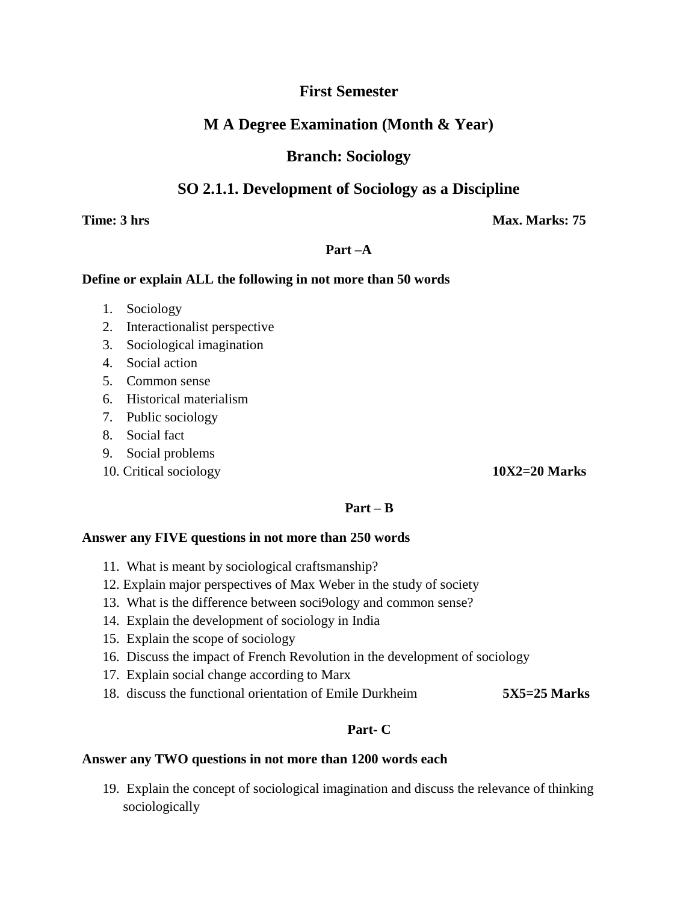# First Semester

## M A Degree Examination (Month & Year)

## Branch: Sociology

## SO 2.1.1. Development of Sociology as a Discipline

**Time: 3 hrs** **Max. Marks: 75**

**Part –A**

**Define or explain ALL the following in not more than 50 words**

1. Sociology
2. Interactionalist perspective
3. Sociological imagination
4. Social action
5. Common sense
6. Historical materialism
7. Public sociology
8. Social fact
9. Social problems
10. Critical sociology **10X2=20 Marks**

**Part – B**

**Answer any FIVE questions in not more than 250 words**

11. What is meant by sociological craftsmanship?
12. Explain major perspectives of Max Weber in the study of society
13. What is the difference between soci9ology and common sense?
14. Explain the development of sociology in India
15. Explain the scope of sociology
16. Discuss the impact of French Revolution in the development of sociology
17. Explain social change according to Marx
18. discuss the functional orientation of Emile Durkheim **5X5=25 Marks**

**Part- C**

**Answer any TWO questions in not more than 1200 words each**

19. Explain the concept of sociological imagination and discuss the relevance of thinking sociologically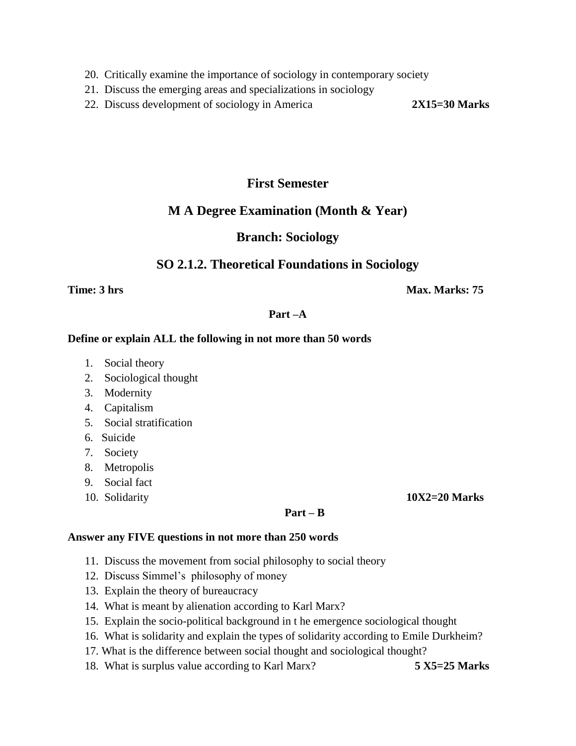20. Critically examine the importance of sociology in contemporary society
21. Discuss the emerging areas and specializations in sociology
22. Discuss development of sociology in America **2X15=30 Marks**

## First Semester

## M A Degree Examination (Month & Year)

## Branch: Sociology

## SO 2.1.2. Theoretical Foundations in Sociology

**Time: 3 hrs** **Max. Marks: 75**

**Part –A**

**Define or explain ALL the following in not more than 50 words**

1. Social theory
2. Sociological thought
3. Modernity
4. Capitalism
5. Social stratification
6. Suicide
7. Society
8. Metropolis
9. Social fact
10. Solidarity **10X2=20 Marks**

**Part – B**

**Answer any FIVE questions in not more than 250 words**

11. Discuss the movement from social philosophy to social theory
12. Discuss Simmel's philosophy of money
13. Explain the theory of bureaucracy
14. What is meant by alienation according to Karl Marx?
15. Explain the socio-political background in t he emergence sociological thought
16. What is solidarity and explain the types of solidarity according to Emile Durkheim?
17. What is the difference between social thought and sociological thought?
18. What is surplus value according to Karl Marx? **5 X5=25 Marks**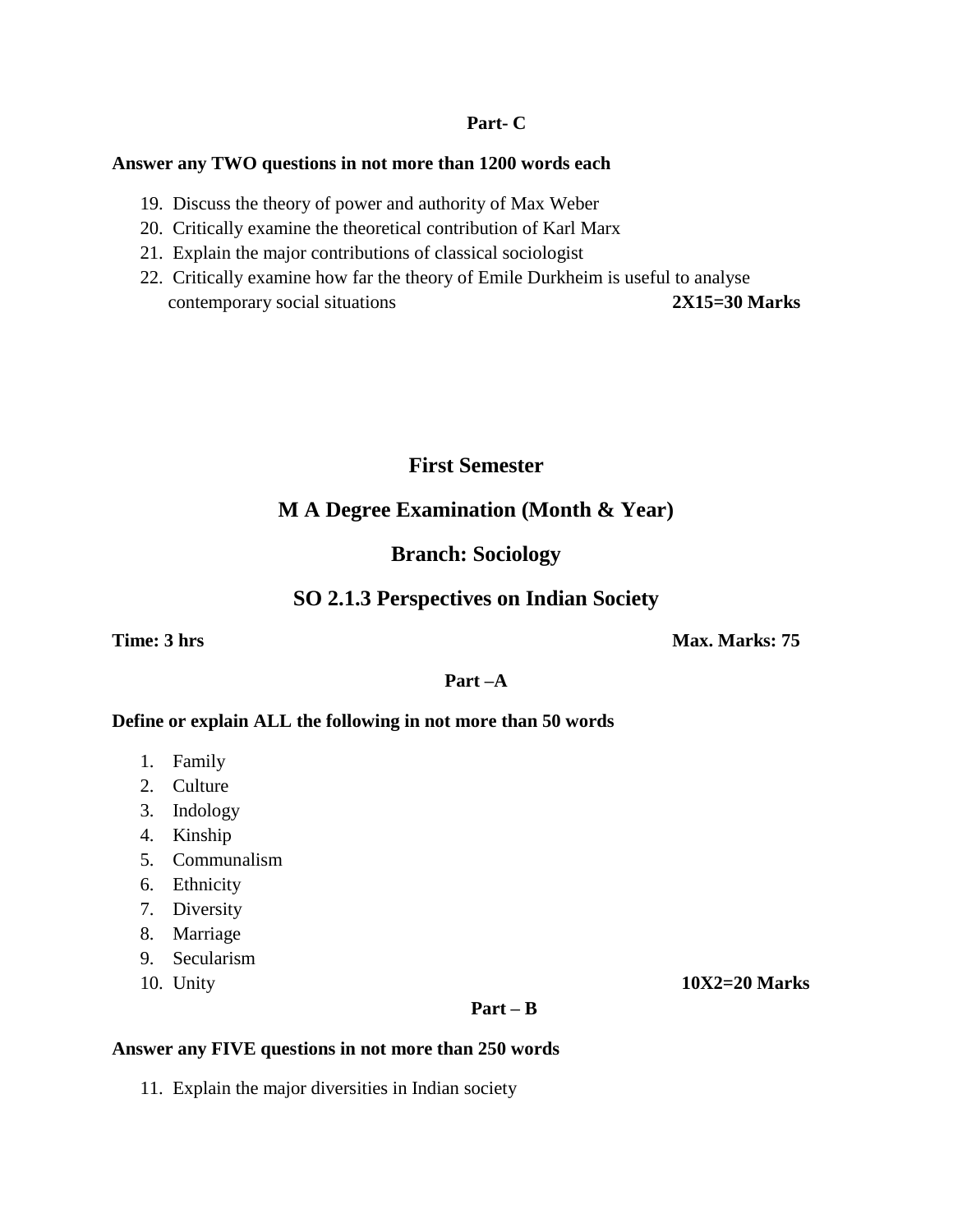**Part- C**

**Answer any TWO questions in not more than 1200 words each**

19. Discuss the theory of power and authority of Max Weber
20. Critically examine the theoretical contribution of Karl Marx
21. Explain the major contributions of classical sociologist
22. Critically examine how far the theory of Emile Durkheim is useful to analyse contemporary social situations **2X15=30 Marks**

## First Semester

## M A Degree Examination (Month & Year)

## Branch: Sociology

## SO 2.1.3 Perspectives on Indian Society

**Time: 3 hrs** **Max. Marks: 75**

**Part –A**

**Define or explain ALL the following in not more than 50 words**

1. Family
2. Culture
3. Indology
4. Kinship
5. Communalism
6. Ethnicity
7. Diversity
8. Marriage
9. Secularism
10. Unity **10X2=20 Marks**

**Part – B**

**Answer any FIVE questions in not more than 250 words**

11. Explain the major diversities in Indian society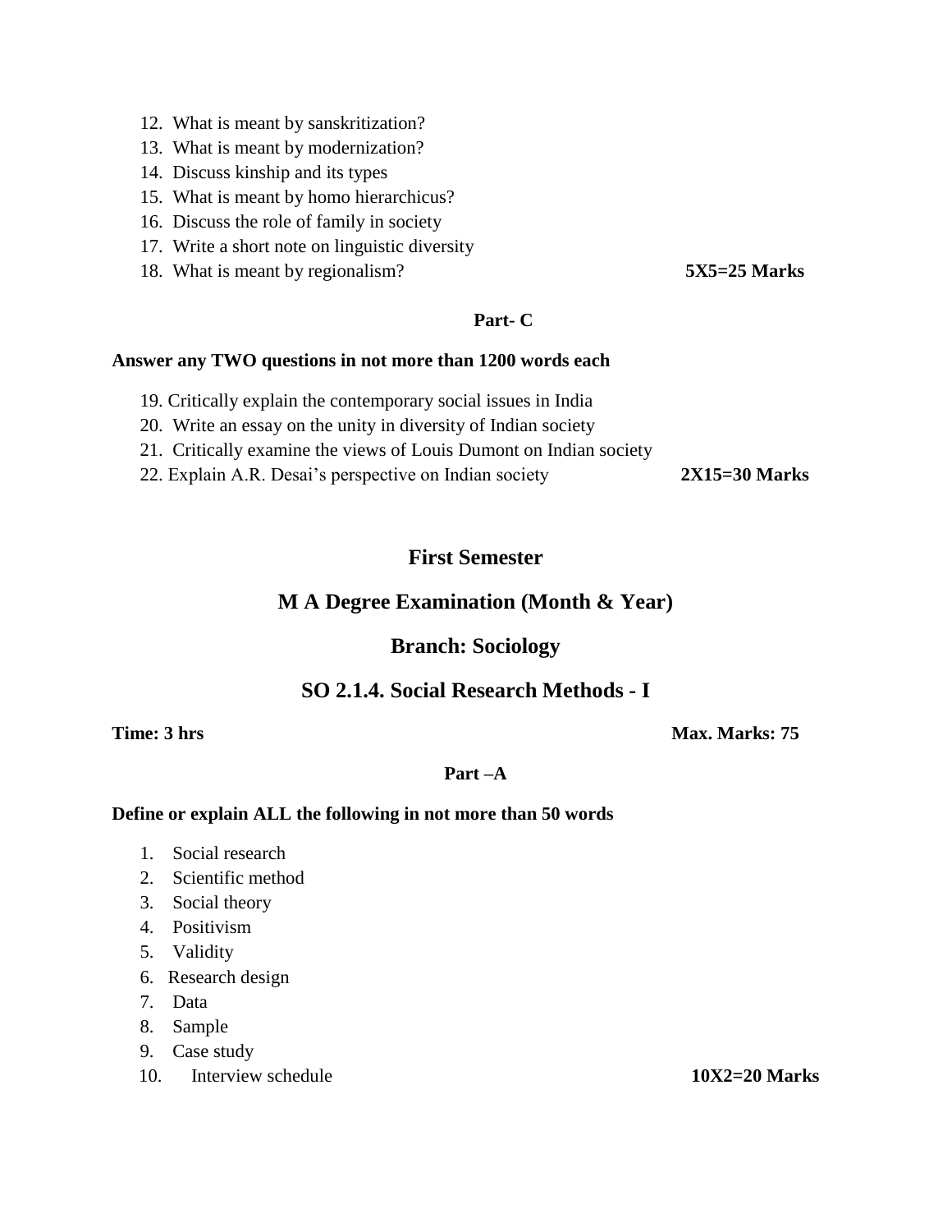12. What is meant by sanskritization?
13. What is meant by modernization?
14. Discuss kinship and its types
15. What is meant by homo hierarchicus?
16. Discuss the role of family in society
17. Write a short note on linguistic diversity
18. What is meant by regionalism? **5X5=25 Marks**

**Part- C**

**Answer any TWO questions in not more than 1200 words each**

19. Critically explain the contemporary social issues in India
20. Write an essay on the unity in diversity of Indian society
21. Critically examine the views of Louis Dumont on Indian society
22. Explain A.R. Desai's perspective on Indian society **2X15=30 Marks**

## First Semester

## M A Degree Examination (Month & Year)

## Branch: Sociology

## SO 2.1.4. Social Research Methods - I

**Time: 3 hrs** **Max. Marks: 75**

**Part –A**

**Define or explain ALL the following in not more than 50 words**

1. Social research
2. Scientific method
3. Social theory
4. Positivism
5. Validity
6. Research design
7. Data
8. Sample
9. Case study
10. Interview schedule **10X2=20 Marks**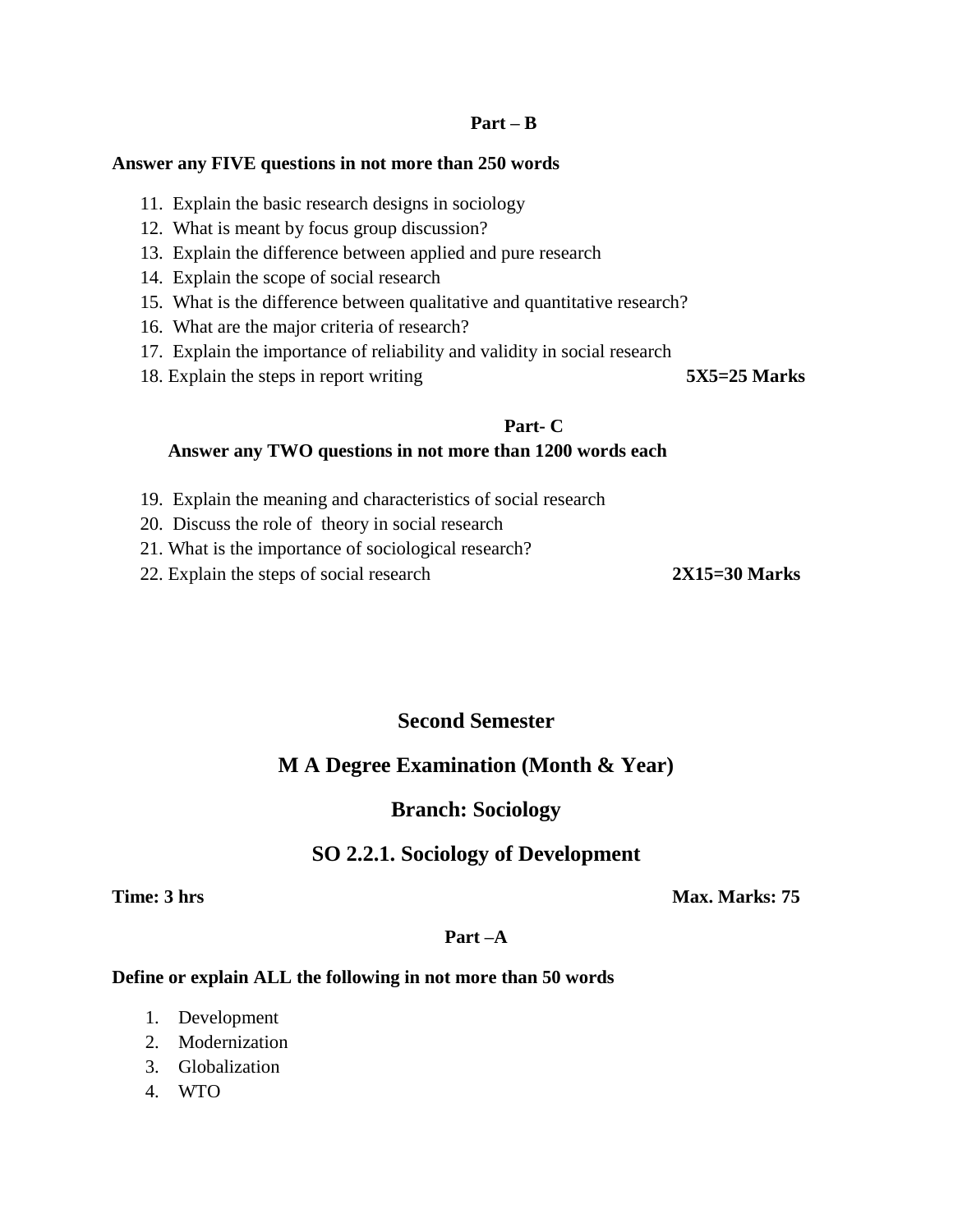### Part – B

**Answer any FIVE questions in not more than 250 words**

11. Explain the basic research designs in sociology
12. What is meant by focus group discussion?
13. Explain the difference between applied and pure research
14. Explain the scope of social research
15. What is the difference between qualitative and quantitative research?
16. What are the major criteria of research?
17. Explain the importance of reliability and validity in social research
18. Explain the steps in report writing **5X5=25 Marks**

### Part- C

**Answer any TWO questions in not more than 1200 words each**

19. Explain the meaning and characteristics of social research
20. Discuss the role of theory in social research
21. What is the importance of sociological research?
22. Explain the steps of social research **2X15=30 Marks**

## Second Semester

## M A Degree Examination (Month & Year)

## Branch: Sociology

## SO 2.2.1. Sociology of Development

**Time: 3 hrs** **Max. Marks: 75**

### Part –A

**Define or explain ALL the following in not more than 50 words**

1. Development
2. Modernization
3. Globalization
4. WTO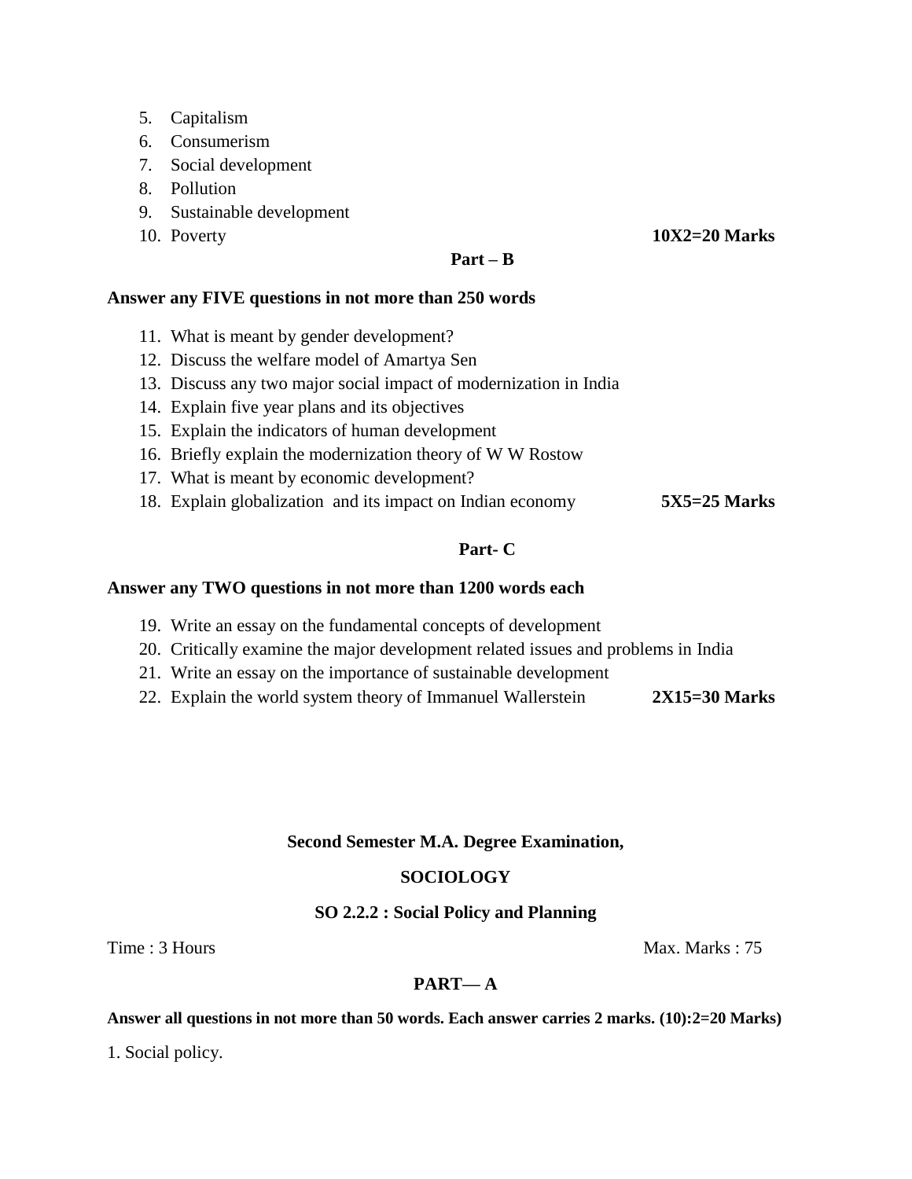5. Capitalism
6. Consumerism
7. Social development
8. Pollution
9. Sustainable development
10. Poverty **10X2=20 Marks**

**Part – B**

**Answer any FIVE questions in not more than 250 words**

11. What is meant by gender development?
12. Discuss the welfare model of Amartya Sen
13. Discuss any two major social impact of modernization in India
14. Explain five year plans and its objectives
15. Explain the indicators of human development
16. Briefly explain the modernization theory of W W Rostow
17. What is meant by economic development?
18. Explain globalization and its impact on Indian economy **5X5=25 Marks**

**Part- C**

**Answer any TWO questions in not more than 1200 words each**

19. Write an essay on the fundamental concepts of development
20. Critically examine the major development related issues and problems in India
21. Write an essay on the importance of sustainable development
22. Explain the world system theory of Immanuel Wallerstein **2X15=30 Marks**

**Second Semester M.A. Degree Examination,**

**SOCIOLOGY**

**SO 2.2.2 : Social Policy and Planning**

Time : 3 Hours Max. Marks : 75

**PART— A**

**Answer all questions in not more than 50 words. Each answer carries 2 marks. (10):2=20 Marks)**

1. Social policy.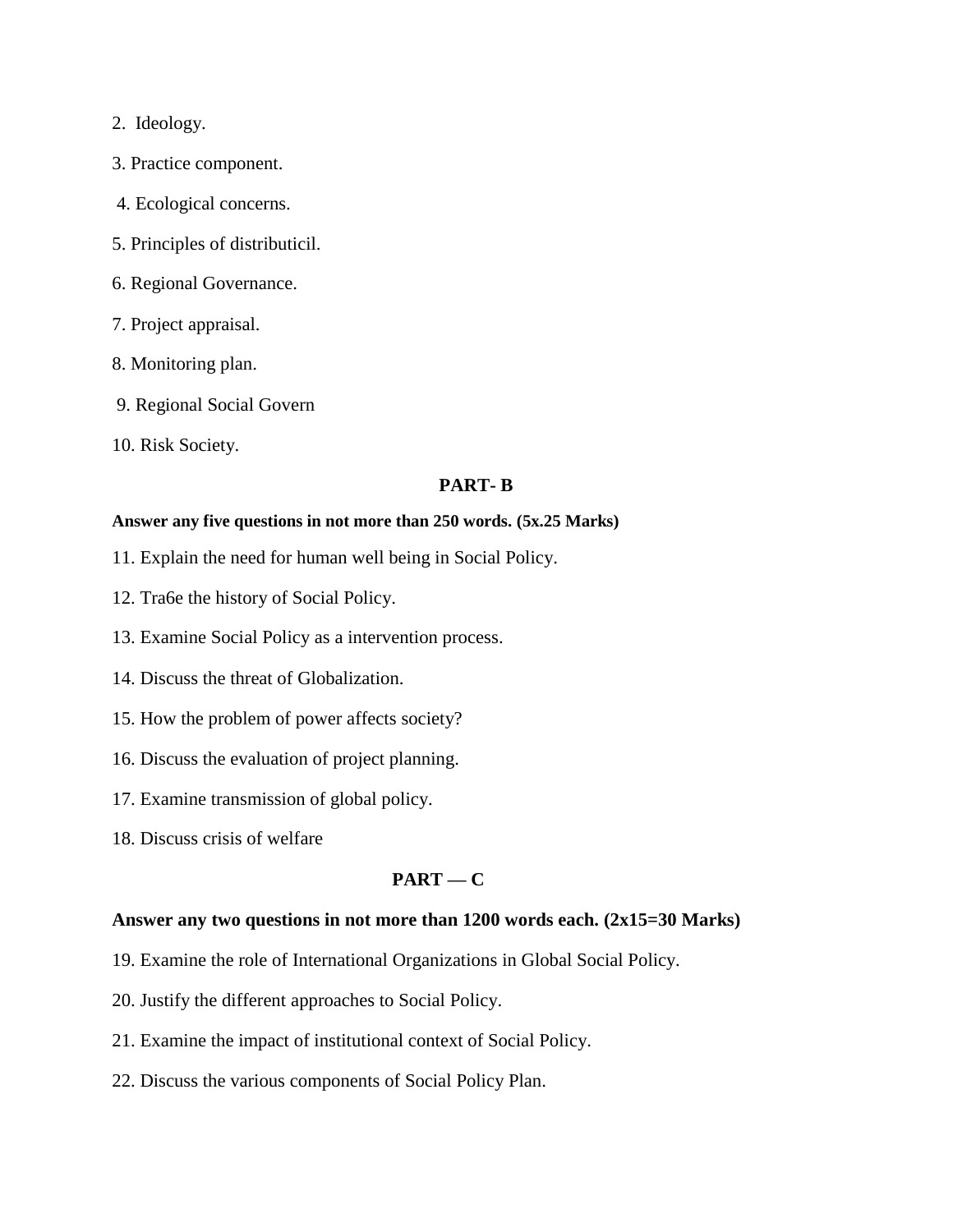2. Ideology.

3. Practice component.

4. Ecological concerns.

5. Principles of distributicil.

6. Regional Governance.

7. Project appraisal.

8. Monitoring plan.

9. Regional Social Govern

10. Risk Society.

## PART- B

**Answer any five questions in not more than 250 words. (5x.25 Marks)**

11. Explain the need for human well being in Social Policy.

12. Tra6e the history of Social Policy.

13. Examine Social Policy as a intervention process.

14. Discuss the threat of Globalization.

15. How the problem of power affects society?

16. Discuss the evaluation of project planning.

17. Examine transmission of global policy.

18. Discuss crisis of welfare

## PART — C

**Answer any two questions in not more than 1200 words each. (2x15=30 Marks)**

19. Examine the role of International Organizations in Global Social Policy.

20. Justify the different approaches to Social Policy.

21. Examine the impact of institutional context of Social Policy.

22. Discuss the various components of Social Policy Plan.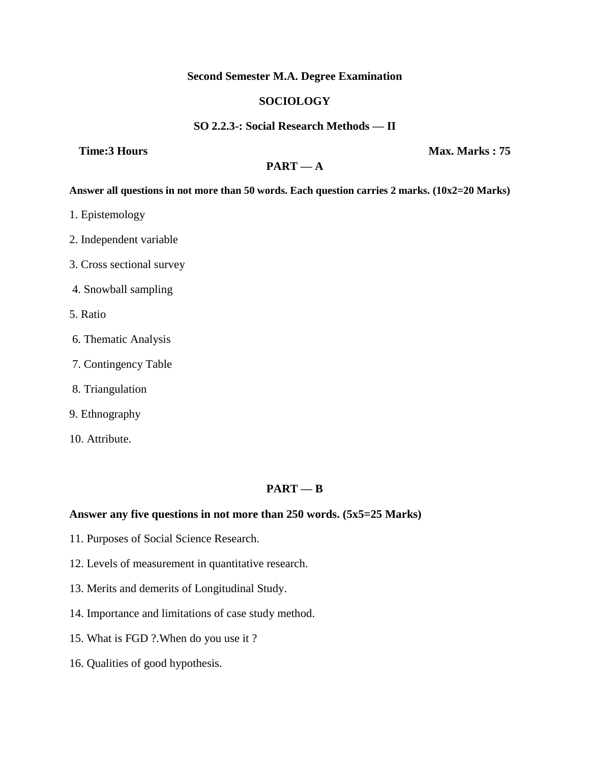**Second Semester M.A. Degree Examination**

**SOCIOLOGY**

**SO 2.2.3-: Social Research Methods — II**

**Time:3 Hours** **Max. Marks : 75**

**PART — A**

**Answer all questions in not more than 50 words. Each question carries 2 marks. (10x2=20 Marks)**

1. Epistemology

2. Independent variable

3. Cross sectional survey

4. Snowball sampling

5. Ratio

6. Thematic Analysis

7. Contingency Table

8. Triangulation

9. Ethnography

10. Attribute.

**PART — B**

**Answer any five questions in not more than 250 words. (5x5=25 Marks)**

11. Purposes of Social Science Research.

12. Levels of measurement in quantitative research.

13. Merits and demerits of Longitudinal Study.

14. Importance and limitations of case study method.

15. What is FGD ?.When do you use it ?

16. Qualities of good hypothesis.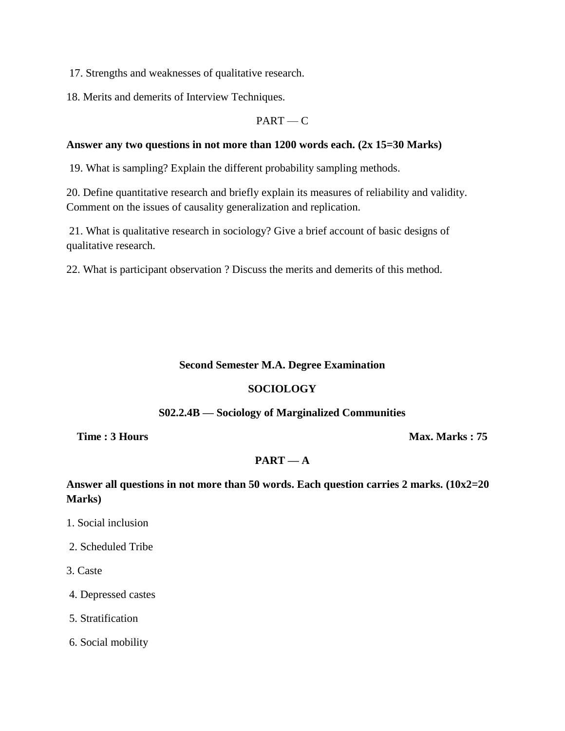17. Strengths and weaknesses of qualitative research.

18. Merits and demerits of Interview Techniques.

PART — C

**Answer any two questions in not more than 1200 words each. (2x 15=30 Marks)**

19. What is sampling? Explain the different probability sampling methods.

20. Define quantitative research and briefly explain its measures of reliability and validity. Comment on the issues of causality generalization and replication.

21. What is qualitative research in sociology? Give a brief account of basic designs of qualitative research.

22. What is participant observation ? Discuss the merits and demerits of this method.

**Second Semester M.A. Degree Examination**

**SOCIOLOGY**

**S02.2.4B — Sociology of Marginalized Communities**

**Time : 3 Hours** **Max. Marks : 75**

**PART — A**

**Answer all questions in not more than 50 words. Each question carries 2 marks. (10x2=20 Marks)**

1. Social inclusion

2. Scheduled Tribe

3. Caste

4. Depressed castes

5. Stratification

6. Social mobility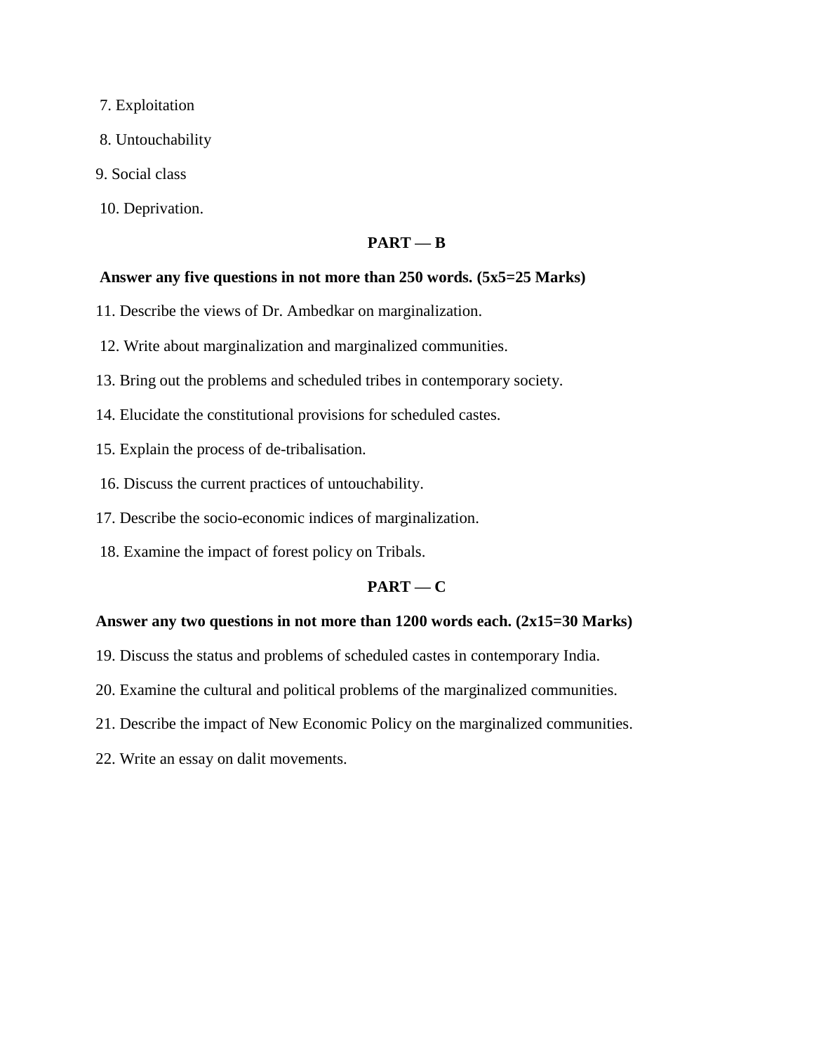7. Exploitation

8. Untouchability

9. Social class

10. Deprivation.

## PART — B

**Answer any five questions in not more than 250 words. (5x5=25 Marks)**

11. Describe the views of Dr. Ambedkar on marginalization.

12. Write about marginalization and marginalized communities.

13. Bring out the problems and scheduled tribes in contemporary society.

14. Elucidate the constitutional provisions for scheduled castes.

15. Explain the process of de-tribalisation.

16. Discuss the current practices of untouchability.

17. Describe the socio-economic indices of marginalization.

18. Examine the impact of forest policy on Tribals.

## PART — C

**Answer any two questions in not more than 1200 words each. (2x15=30 Marks)**

19. Discuss the status and problems of scheduled castes in contemporary India.

20. Examine the cultural and political problems of the marginalized communities.

21. Describe the impact of New Economic Policy on the marginalized communities.

22. Write an essay on dalit movements.